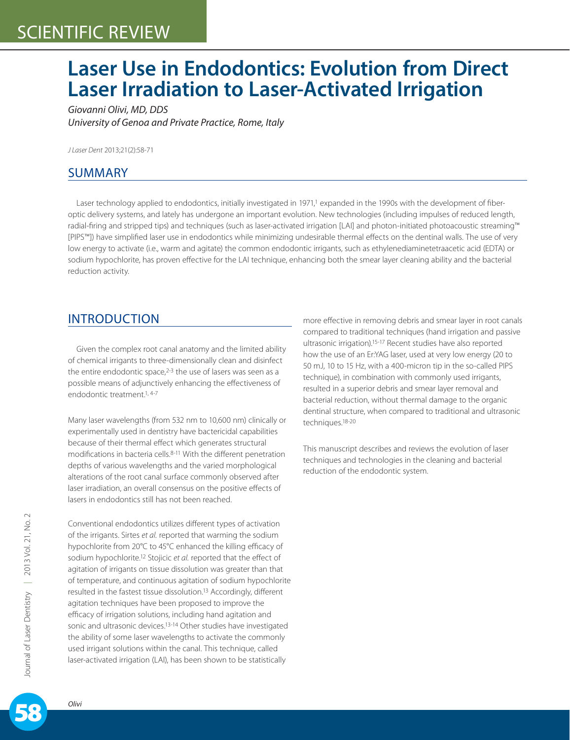# Laser Use in Endodontics: Evolution from Direct Laser Irradiation to Laser-Activated Irrigation

*Giovanni Olivi, MD, DDS*
*University of Genoa and Private Practice, Rome, Italy*

*J Laser Dent* 2013;21(2):58-71

## SUMMARY

Laser technology applied to endodontics, initially investigated in 1971,[1] expanded in the 1990s with the development of fiber-optic delivery systems, and lately has undergone an important evolution. New technologies (including impulses of reduced length, radial-firing and stripped tips) and techniques (such as laser-activated irrigation [LAI] and photon-initiated photoacoustic streaming™ [PIPS™]) have simplified laser use in endodontics while minimizing undesirable thermal effects on the dentinal walls. The use of very low energy to activate (i.e., warm and agitate) the common endodontic irrigants, such as ethylenediaminetetraacetic acid (EDTA) or sodium hypochlorite, has proven effective for the LAI technique, enhancing both the smear layer cleaning ability and the bacterial reduction activity.

## INTRODUCTION

Given the complex root canal anatomy and the limited ability of chemical irrigants to three-dimensionally clean and disinfect the entire endodontic space,[2-3] the use of lasers was seen as a possible means of adjunctively enhancing the effectiveness of endodontic treatment.[1, 4-7]

Many laser wavelengths (from 532 nm to 10,600 nm) clinically or experimentally used in dentistry have bactericidal capabilities because of their thermal effect which generates structural modifications in bacteria cells.[8-11] With the different penetration depths of various wavelengths and the varied morphological alterations of the root canal surface commonly observed after laser irradiation, an overall consensus on the positive effects of lasers in endodontics still has not been reached.

Conventional endodontics utilizes different types of activation of the irrigants. Sirtes *et al.* reported that warming the sodium hypochlorite from 20°C to 45°C enhanced the killing efficacy of sodium hypochlorite.[12] Stojicic *et al.* reported that the effect of agitation of irrigants on tissue dissolution was greater than that of temperature, and continuous agitation of sodium hypochlorite resulted in the fastest tissue dissolution.[13] Accordingly, different agitation techniques have been proposed to improve the efficacy of irrigation solutions, including hand agitation and sonic and ultrasonic devices.[13-14] Other studies have investigated the ability of some laser wavelengths to activate the commonly used irrigant solutions within the canal. This technique, called laser-activated irrigation (LAI), has been shown to be statistically more effective in removing debris and smear layer in root canals compared to traditional techniques (hand irrigation and passive ultrasonic irrigation).[15-17] Recent studies have also reported how the use of an Er:YAG laser, used at very low energy (20 to 50 mJ, 10 to 15 Hz, with a 400-micron tip in the so-called PIPS technique), in combination with commonly used irrigants, resulted in a superior debris and smear layer removal and bacterial reduction, without thermal damage to the organic dentinal structure, when compared to traditional and ultrasonic techniques.[18-20]

This manuscript describes and reviews the evolution of laser techniques and technologies in the cleaning and bacterial reduction of the endodontic system.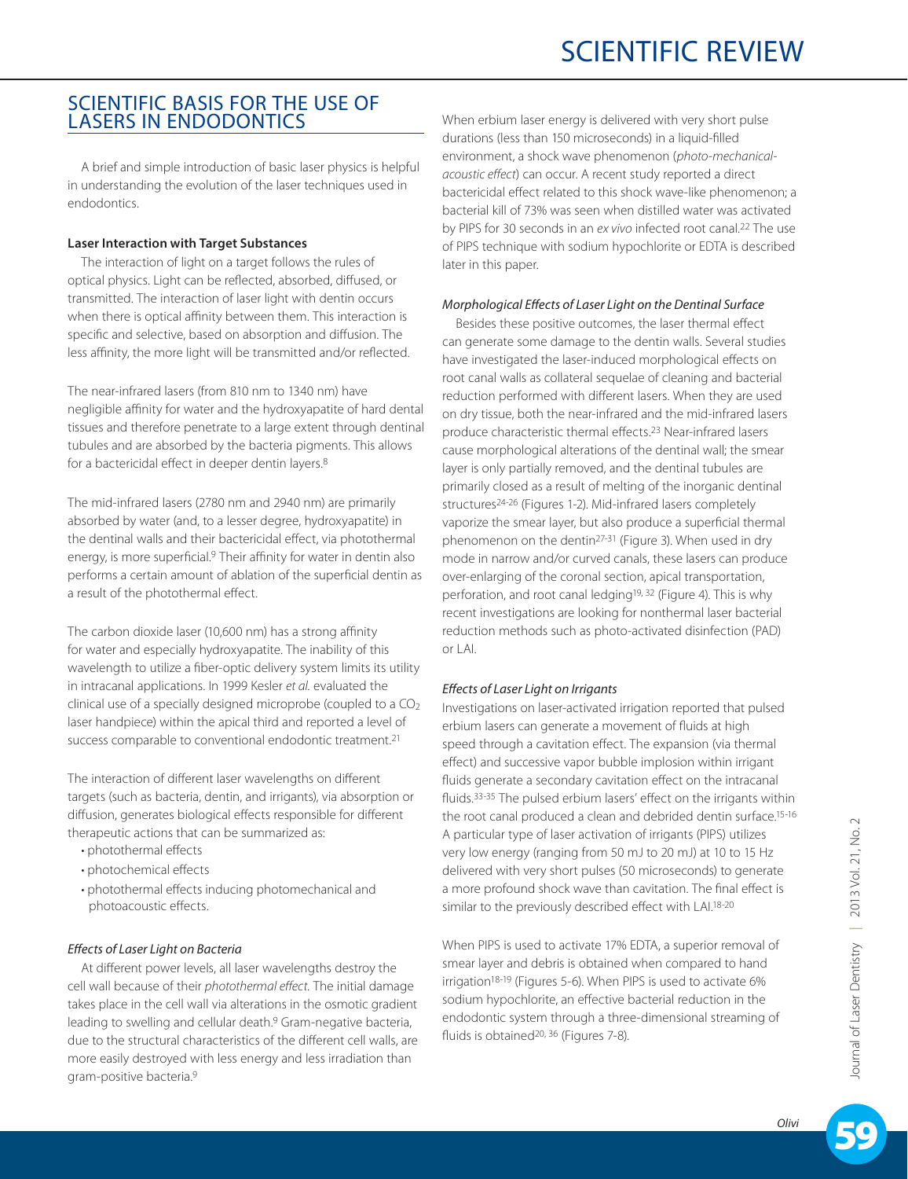## SCIENTIFIC BASIS FOR THE USE OF LASERS IN ENDODONTICS

A brief and simple introduction of basic laser physics is helpful in understanding the evolution of the laser techniques used in endodontics.

**Laser Interaction with Target Substances**

The interaction of light on a target follows the rules of optical physics. Light can be reflected, absorbed, diffused, or transmitted. The interaction of laser light with dentin occurs when there is optical affinity between them. This interaction is specific and selective, based on absorption and diffusion. The less affinity, the more light will be transmitted and/or reflected.

The near-infrared lasers (from 810 nm to 1340 nm) have negligible affinity for water and the hydroxyapatite of hard dental tissues and therefore penetrate to a large extent through dentinal tubules and are absorbed by the bacteria pigments. This allows for a bactericidal effect in deeper dentin layers.[8]

The mid-infrared lasers (2780 nm and 2940 nm) are primarily absorbed by water (and, to a lesser degree, hydroxyapatite) in the dentinal walls and their bactericidal effect, via photothermal energy, is more superficial.[9] Their affinity for water in dentin also performs a certain amount of ablation of the superficial dentin as a result of the photothermal effect.

The carbon dioxide laser (10,600 nm) has a strong affinity for water and especially hydroxyapatite. The inability of this wavelength to utilize a fiber-optic delivery system limits its utility in intracanal applications. In 1999 Kesler *et al.* evaluated the clinical use of a specially designed microprobe (coupled to a $CO_2$ laser handpiece) within the apical third and reported a level of success comparable to conventional endodontic treatment.[21]

The interaction of different laser wavelengths on different targets (such as bacteria, dentin, and irrigants), via absorption or diffusion, generates biological effects responsible for different therapeutic actions that can be summarized as:

- photothermal effects
- photochemical effects
- photothermal effects inducing photomechanical and photoacoustic effects.

*Effects of Laser Light on Bacteria*

At different power levels, all laser wavelengths destroy the cell wall because of their *photothermal effect*. The initial damage takes place in the cell wall via alterations in the osmotic gradient leading to swelling and cellular death.[9] Gram-negative bacteria, due to the structural characteristics of the different cell walls, are more easily destroyed with less energy and less irradiation than gram-positive bacteria.[9]

When erbium laser energy is delivered with very short pulse durations (less than 150 microseconds) in a liquid-filled environment, a shock wave phenomenon (*photo-mechanical-acoustic effect*) can occur. A recent study reported a direct bactericidal effect related to this shock wave-like phenomenon; a bacterial kill of 73% was seen when distilled water was activated by PIPS for 30 seconds in an *ex vivo* infected root canal.[22] The use of PIPS technique with sodium hypochlorite or EDTA is described later in this paper.

*Morphological Effects of Laser Light on the Dentinal Surface*

Besides these positive outcomes, the laser thermal effect can generate some damage to the dentin walls. Several studies have investigated the laser-induced morphological effects on root canal walls as collateral sequelae of cleaning and bacterial reduction performed with different lasers. When they are used on dry tissue, both the near-infrared and the mid-infrared lasers produce characteristic thermal effects.[23] Near-infrared lasers cause morphological alterations of the dentinal wall; the smear layer is only partially removed, and the dentinal tubules are primarily closed as a result of melting of the inorganic dentinal structures[24-26] (Figures 1-2). Mid-infrared lasers completely vaporize the smear layer, but also produce a superficial thermal phenomenon on the dentin[27-31] (Figure 3). When used in dry mode in narrow and/or curved canals, these lasers can produce over-enlarging of the coronal section, apical transportation, perforation, and root canal ledging[19, 32] (Figure 4). This is why recent investigations are looking for nonthermal laser bacterial reduction methods such as photo-activated disinfection (PAD) or LAI.

*Effects of Laser Light on Irrigants*

Investigations on laser-activated irrigation reported that pulsed erbium lasers can generate a movement of fluids at high speed through a cavitation effect. The expansion (via thermal effect) and successive vapor bubble implosion within irrigant fluids generate a secondary cavitation effect on the intracanal fluids.[33-35] The pulsed erbium lasers' effect on the irrigants within the root canal produced a clean and debrided dentin surface.[15-16] A particular type of laser activation of irrigants (PIPS) utilizes very low energy (ranging from 50 mJ to 20 mJ) at 10 to 15 Hz delivered with very short pulses (50 microseconds) to generate a more profound shock wave than cavitation. The final effect is similar to the previously described effect with LAI.[18-20]

When PIPS is used to activate 17% EDTA, a superior removal of smear layer and debris is obtained when compared to hand irrigation[18-19] (Figures 5-6). When PIPS is used to activate 6% sodium hypochlorite, an effective bacterial reduction in the endodontic system through a three-dimensional streaming of fluids is obtained[20, 36] (Figures 7-8).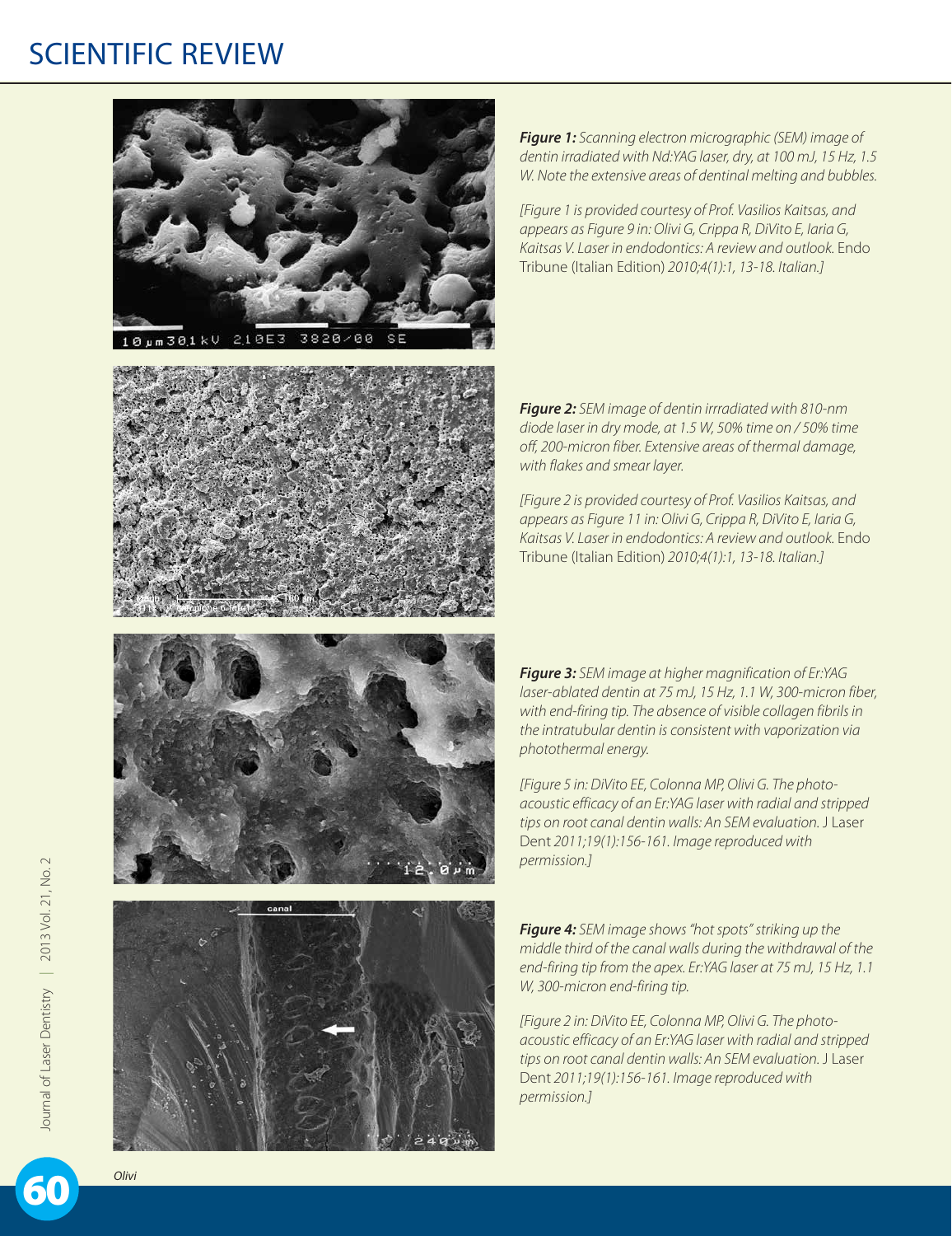***Figure 1:*** *Scanning electron micrographic (SEM) image of dentin irradiated with Nd:YAG laser, dry, at 100 mJ, 15 Hz, 1.5 W. Note the extensive areas of dentinal melting and bubbles.*

*[Figure 1 is provided courtesy of Prof. Vasilios Kaitsas, and appears as Figure 9 in: Olivi G, Crippa R, DiVito E, Iaria G, Kaitsas V. Laser in endodontics: A review and outlook.* Endo Tribune (Italian Edition) *2010;4(1):1, 13-18. Italian.]*

***Figure 2:*** *SEM image of dentin irrradiated with 810-nm diode laser in dry mode, at 1.5 W, 50% time on / 50% time off, 200-micron fiber. Extensive areas of thermal damage, with flakes and smear layer.*

*[Figure 2 is provided courtesy of Prof. Vasilios Kaitsas, and appears as Figure 11 in: Olivi G, Crippa R, DiVito E, Iaria G, Kaitsas V. Laser in endodontics: A review and outlook.* Endo Tribune (Italian Edition) *2010;4(1):1, 13-18. Italian.]*

***Figure 3:*** *SEM image at higher magnification of Er:YAG laser-ablated dentin at 75 mJ, 15 Hz, 1.1 W, 300-micron fiber, with end-firing tip. The absence of visible collagen fibrils in the intratubular dentin is consistent with vaporization via photothermal energy.*

*[Figure 5 in: DiVito EE, Colonna MP, Olivi G. The photo-acoustic efficacy of an Er:YAG laser with radial and stripped tips on root canal dentin walls: An SEM evaluation.* J Laser Dent *2011;19(1):156-161. Image reproduced with permission.]*

***Figure 4:*** *SEM image shows "hot spots" striking up the middle third of the canal walls during the withdrawal of the end-firing tip from the apex. Er:YAG laser at 75 mJ, 15 Hz, 1.1 W, 300-micron end-firing tip.*

*[Figure 2 in: DiVito EE, Colonna MP, Olivi G. The photo-acoustic efficacy of an Er:YAG laser with radial and stripped tips on root canal dentin walls: An SEM evaluation.* J Laser Dent *2011;19(1):156-161. Image reproduced with permission.]*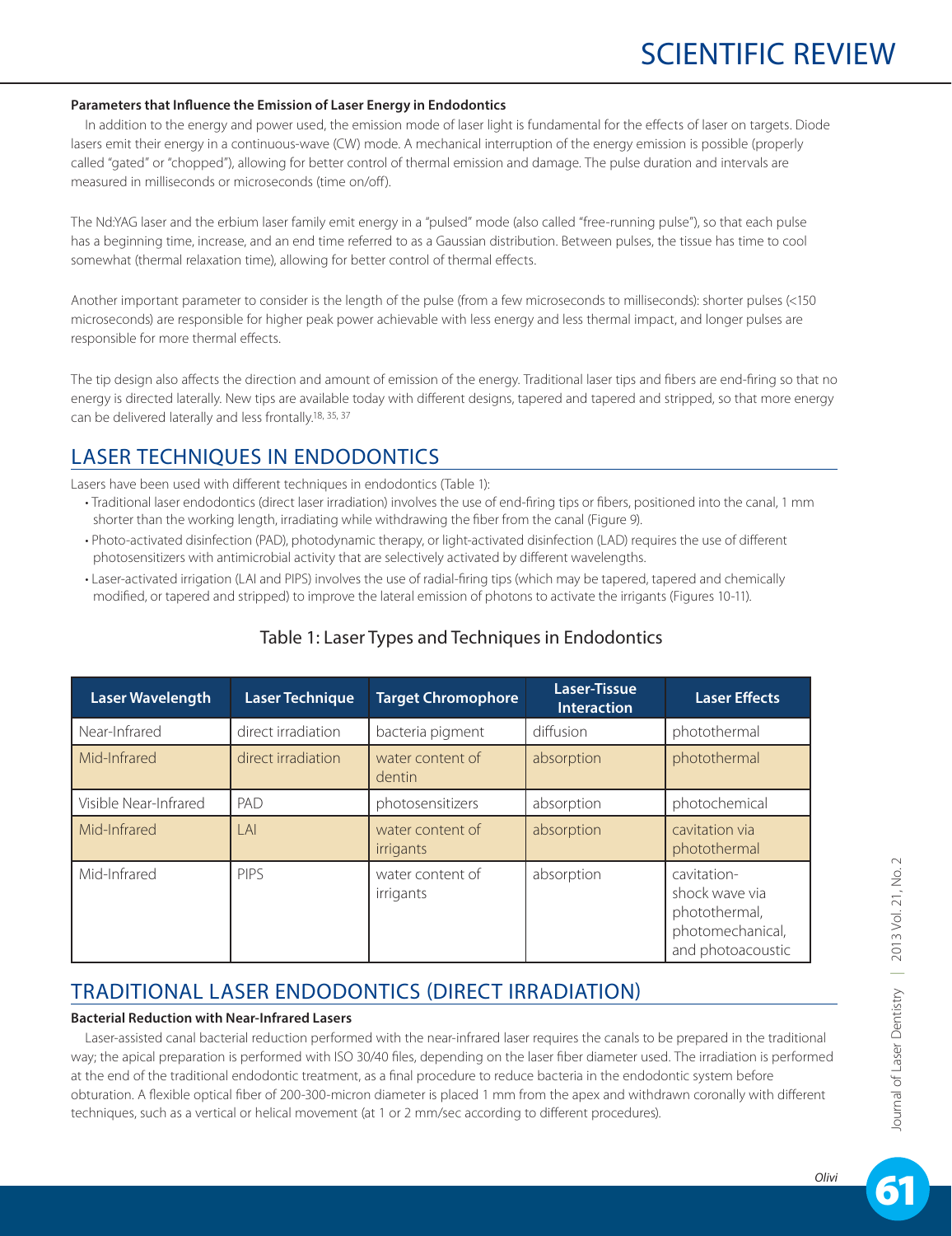**Parameters that Influence the Emission of Laser Energy in Endodontics**

In addition to the energy and power used, the emission mode of laser light is fundamental for the effects of laser on targets. Diode lasers emit their energy in a continuous-wave (CW) mode. A mechanical interruption of the energy emission is possible (properly called "gated" or "chopped"), allowing for better control of thermal emission and damage. The pulse duration and intervals are measured in milliseconds or microseconds (time on/off).

The Nd:YAG laser and the erbium laser family emit energy in a "pulsed" mode (also called "free-running pulse"), so that each pulse has a beginning time, increase, and an end time referred to as a Gaussian distribution. Between pulses, the tissue has time to cool somewhat (thermal relaxation time), allowing for better control of thermal effects.

Another important parameter to consider is the length of the pulse (from a few microseconds to milliseconds): shorter pulses (<150 microseconds) are responsible for higher peak power achievable with less energy and less thermal impact, and longer pulses are responsible for more thermal effects.

The tip design also affects the direction and amount of emission of the energy. Traditional laser tips and fibers are end-firing so that no energy is directed laterally. New tips are available today with different designs, tapered and tapered and stripped, so that more energy can be delivered laterally and less frontally.[18, 35, 37]

## LASER TECHNIQUES IN ENDODONTICS

Lasers have been used with different techniques in endodontics (Table 1):

- Traditional laser endodontics (direct laser irradiation) involves the use of end-firing tips or fibers, positioned into the canal, 1 mm shorter than the working length, irradiating while withdrawing the fiber from the canal (Figure 9).
- Photo-activated disinfection (PAD), photodynamic therapy, or light-activated disinfection (LAD) requires the use of different photosensitizers with antimicrobial activity that are selectively activated by different wavelengths.
- Laser-activated irrigation (LAI and PIPS) involves the use of radial-firing tips (which may be tapered, tapered and chemically modified, or tapered and stripped) to improve the lateral emission of photons to activate the irrigants (Figures 10-11).

Table 1: Laser Types and Techniques in Endodontics

| Laser Wavelength | Laser Technique | Target Chromophore | Laser-Tissue Interaction | Laser Effects |
|---|---|---|---|---|
| Near-Infrared | direct irradiation | bacteria pigment | diffusion | photothermal |
| Mid-Infrared | direct irradiation | water content of dentin | absorption | photothermal |
| Visible Near-Infrared | PAD | photosensitizers | absorption | photochemical |
| Mid-Infrared | LAI | water content of irrigants | absorption | cavitation via photothermal |
| Mid-Infrared | PIPS | water content of irrigants | absorption | cavitation-shock wave via photothermal, photomechanical, and photoacoustic |

## TRADITIONAL LASER ENDODONTICS (DIRECT IRRADIATION)

**Bacterial Reduction with Near-Infrared Lasers**

Laser-assisted canal bacterial reduction performed with the near-infrared laser requires the canals to be prepared in the traditional way; the apical preparation is performed with ISO 30/40 files, depending on the laser fiber diameter used. The irradiation is performed at the end of the traditional endodontic treatment, as a final procedure to reduce bacteria in the endodontic system before obturation. A flexible optical fiber of 200-300-micron diameter is placed 1 mm from the apex and withdrawn coronally with different techniques, such as a vertical or helical movement (at 1 or 2 mm/sec according to different procedures).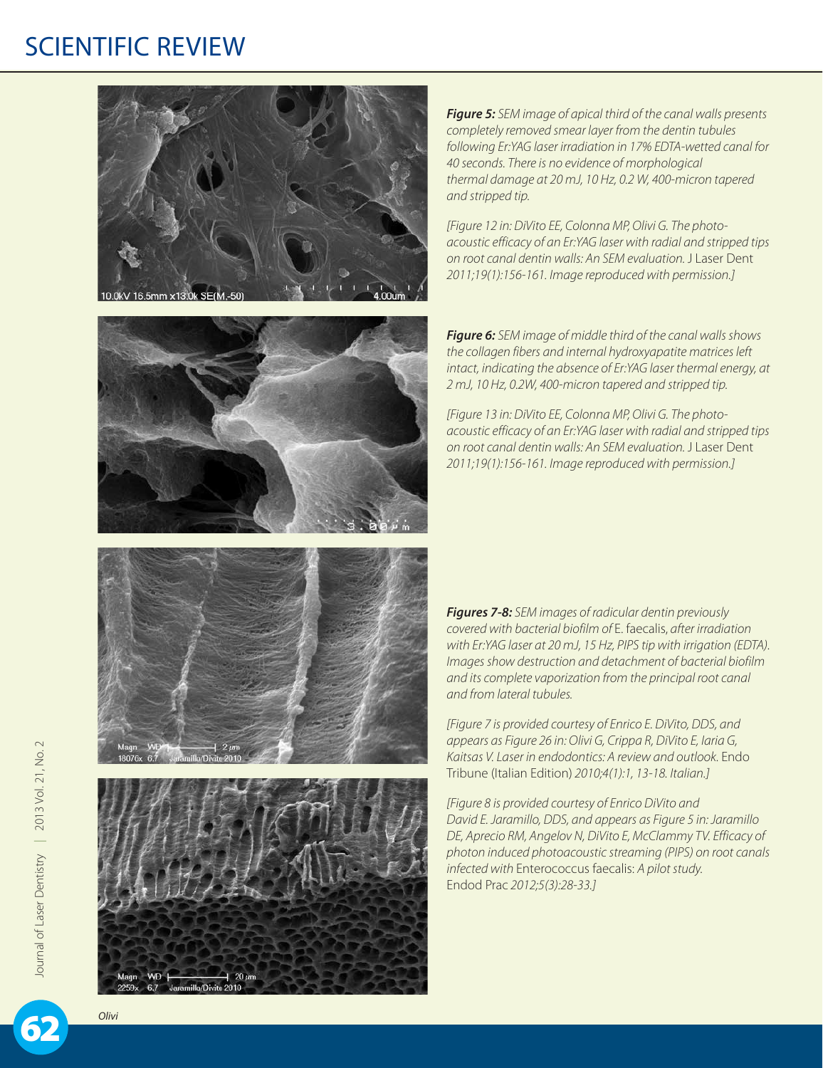***Figure 5:*** *SEM image of apical third of the canal walls presents completely removed smear layer from the dentin tubules following Er:YAG laser irradiation in 17% EDTA-wetted canal for 40 seconds. There is no evidence of morphological thermal damage at 20 mJ, 10 Hz, 0.2 W, 400-micron tapered and stripped tip.*

*[Figure 12 in: DiVito EE, Colonna MP, Olivi G. The photo-acoustic efficacy of an Er:YAG laser with radial and stripped tips on root canal dentin walls: An SEM evaluation.* J Laser Dent *2011;19(1):156-161. Image reproduced with permission.]*

***Figure 6:*** *SEM image of middle third of the canal walls shows the collagen fibers and internal hydroxyapatite matrices left intact, indicating the absence of Er:YAG laser thermal energy, at 2 mJ, 10 Hz, 0.2W, 400-micron tapered and stripped tip.*

*[Figure 13 in: DiVito EE, Colonna MP, Olivi G. The photo-acoustic efficacy of an Er:YAG laser with radial and stripped tips on root canal dentin walls: An SEM evaluation.* J Laser Dent *2011;19(1):156-161. Image reproduced with permission.]*

***Figures 7-8:*** *SEM images of radicular dentin previously covered with bacterial biofilm of* E. faecalis, *after irradiation with Er:YAG laser at 20 mJ, 15 Hz, PIPS tip with irrigation (EDTA). Images show destruction and detachment of bacterial biofilm and its complete vaporization from the principal root canal and from lateral tubules.*

*[Figure 7 is provided courtesy of Enrico E. DiVito, DDS, and appears as Figure 26 in: Olivi G, Crippa R, DiVito E, Iaria G, Kaitsas V. Laser in endodontics: A review and outlook.* Endo Tribune (Italian Edition) *2010;4(1):1, 13-18. Italian.]*

*[Figure 8 is provided courtesy of Enrico DiVito and David E. Jaramillo, DDS, and appears as Figure 5 in: Jaramillo DE, Aprecio RM, Angelov N, DiVito E, McClammy TV. Efficacy of photon induced photoacoustic streaming (PIPS) on root canals infected with* Enterococcus faecalis: *A pilot study.* Endod Prac *2012;5(3):28-33.]*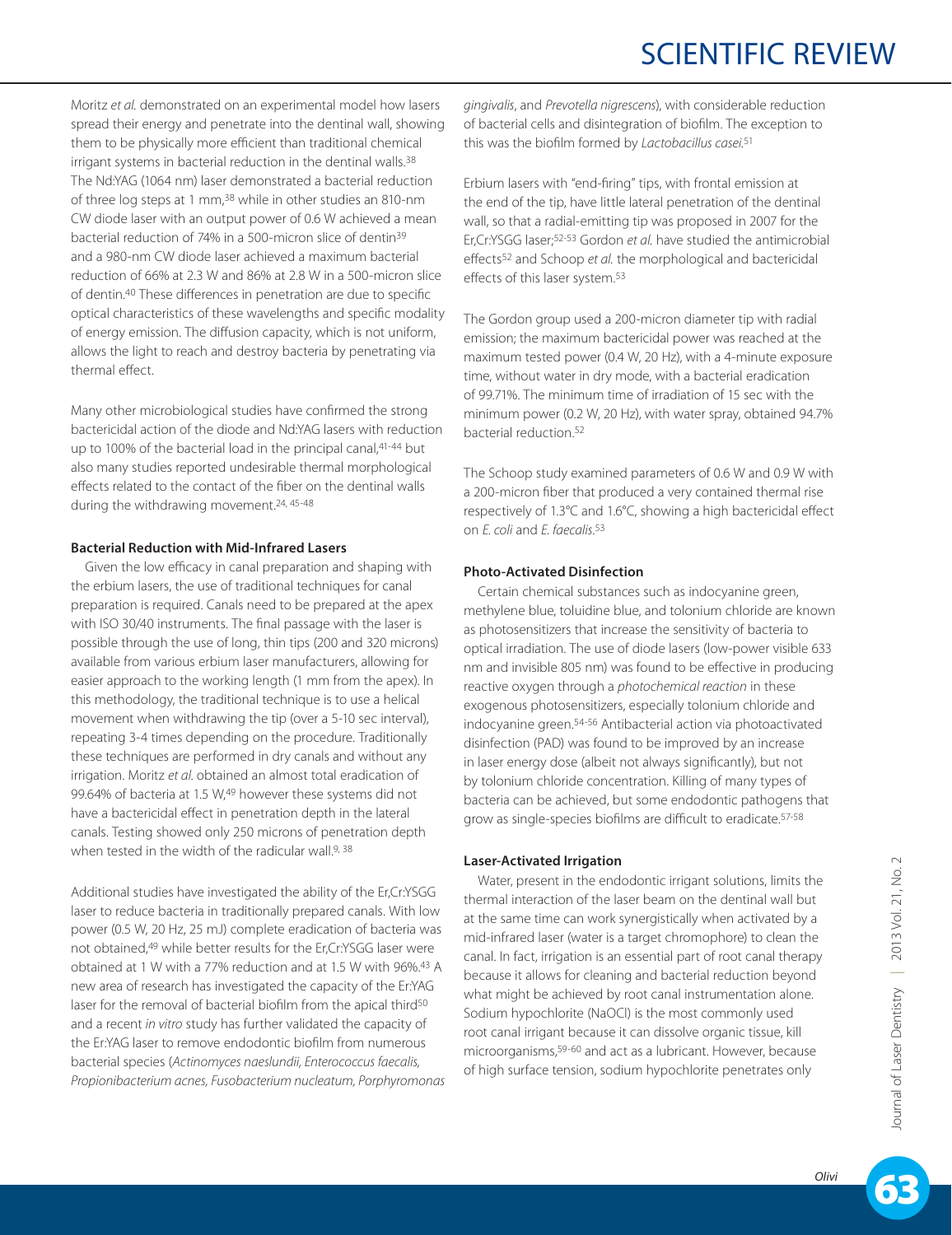Moritz *et al.* demonstrated on an experimental model how lasers spread their energy and penetrate into the dentinal wall, showing them to be physically more efficient than traditional chemical irrigant systems in bacterial reduction in the dentinal walls.[38] The Nd:YAG (1064 nm) laser demonstrated a bacterial reduction of three log steps at 1 mm,[38] while in other studies an 810-nm CW diode laser with an output power of 0.6 W achieved a mean bacterial reduction of 74% in a 500-micron slice of dentin[39] and a 980-nm CW diode laser achieved a maximum bacterial reduction of 66% at 2.3 W and 86% at 2.8 W in a 500-micron slice of dentin.[40] These differences in penetration are due to specific optical characteristics of these wavelengths and specific modality of energy emission. The diffusion capacity, which is not uniform, allows the light to reach and destroy bacteria by penetrating via thermal effect.

Many other microbiological studies have confirmed the strong bactericidal action of the diode and Nd:YAG lasers with reduction up to 100% of the bacterial load in the principal canal,[41-44] but also many studies reported undesirable thermal morphological effects related to the contact of the fiber on the dentinal walls during the withdrawing movement.[24, 45-48]

#### Bacterial Reduction with Mid-Infrared Lasers

Given the low efficacy in canal preparation and shaping with the erbium lasers, the use of traditional techniques for canal preparation is required. Canals need to be prepared at the apex with ISO 30/40 instruments. The final passage with the laser is possible through the use of long, thin tips (200 and 320 microns) available from various erbium laser manufacturers, allowing for easier approach to the working length (1 mm from the apex). In this methodology, the traditional technique is to use a helical movement when withdrawing the tip (over a 5-10 sec interval), repeating 3-4 times depending on the procedure. Traditionally these techniques are performed in dry canals and without any irrigation. Moritz *et al.* obtained an almost total eradication of 99.64% of bacteria at 1.5 W,[49] however these systems did not have a bactericidal effect in penetration depth in the lateral canals. Testing showed only 250 microns of penetration depth when tested in the width of the radicular wall.[9, 38]

Additional studies have investigated the ability of the Er,Cr:YSGG laser to reduce bacteria in traditionally prepared canals. With low power (0.5 W, 20 Hz, 25 mJ) complete eradication of bacteria was not obtained,[49] while better results for the Er,Cr:YSGG laser were obtained at 1 W with a 77% reduction and at 1.5 W with 96%.[43] A new area of research has investigated the capacity of the Er:YAG laser for the removal of bacterial biofilm from the apical third[50] and a recent *in vitro* study has further validated the capacity of the Er:YAG laser to remove endodontic biofilm from numerous bacterial species (*Actinomyces naeslundii, Enterococcus faecalis, Propionibacterium acnes, Fusobacterium nucleatum, Porphyromonas gingivalis*, and *Prevotella nigrescens*), with considerable reduction of bacterial cells and disintegration of biofilm. The exception to this was the biofilm formed by *Lactobacillus casei*.[51]

Erbium lasers with "end-firing" tips, with frontal emission at the end of the tip, have little lateral penetration of the dentinal wall, so that a radial-emitting tip was proposed in 2007 for the Er,Cr:YSGG laser;[52-53] Gordon *et al.* have studied the antimicrobial effects[52] and Schoop *et al.* the morphological and bactericidal effects of this laser system.[53]

The Gordon group used a 200-micron diameter tip with radial emission; the maximum bactericidal power was reached at the maximum tested power (0.4 W, 20 Hz), with a 4-minute exposure time, without water in dry mode, with a bacterial eradication of 99.71%. The minimum time of irradiation of 15 sec with the minimum power (0.2 W, 20 Hz), with water spray, obtained 94.7% bacterial reduction.[52]

The Schoop study examined parameters of 0.6 W and 0.9 W with a 200-micron fiber that produced a very contained thermal rise respectively of 1.3°C and 1.6°C, showing a high bactericidal effect on *E. coli* and *E. faecalis*.[53]

#### Photo-Activated Disinfection

Certain chemical substances such as indocyanine green, methylene blue, toluidine blue, and tolonium chloride are known as photosensitizers that increase the sensitivity of bacteria to optical irradiation. The use of diode lasers (low-power visible 633 nm and invisible 805 nm) was found to be effective in producing reactive oxygen through a *photochemical reaction* in these exogenous photosensitizers, especially tolonium chloride and indocyanine green.[54-56] Antibacterial action via photoactivated disinfection (PAD) was found to be improved by an increase in laser energy dose (albeit not always significantly), but not by tolonium chloride concentration. Killing of many types of bacteria can be achieved, but some endodontic pathogens that grow as single-species biofilms are difficult to eradicate.[57-58]

#### Laser-Activated Irrigation

Water, present in the endodontic irrigant solutions, limits the thermal interaction of the laser beam on the dentinal wall but at the same time can work synergistically when activated by a mid-infrared laser (water is a target chromophore) to clean the canal. In fact, irrigation is an essential part of root canal therapy because it allows for cleaning and bacterial reduction beyond what might be achieved by root canal instrumentation alone. Sodium hypochlorite (NaOCl) is the most commonly used root canal irrigant because it can dissolve organic tissue, kill microorganisms,[59-60] and act as a lubricant. However, because of high surface tension, sodium hypochlorite penetrates only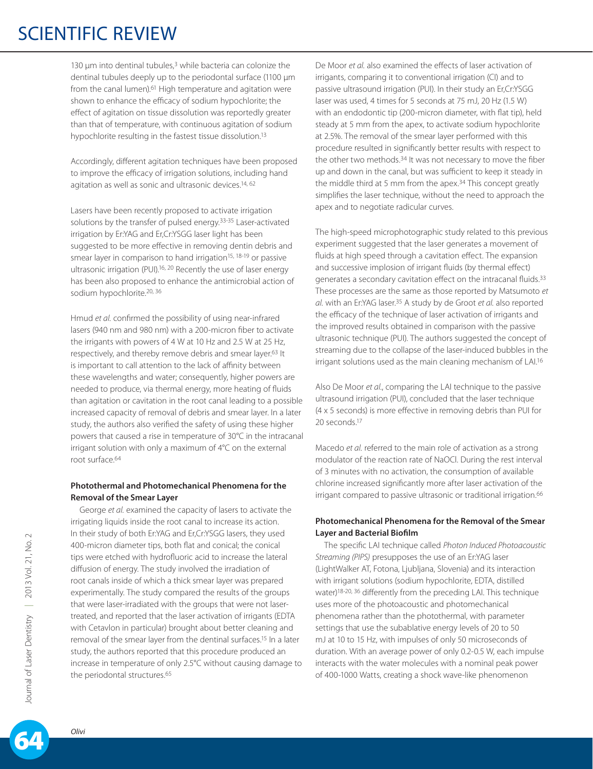130 µm into dentinal tubules,[3] while bacteria can colonize the dentinal tubules deeply up to the periodontal surface (1100 µm from the canal lumen).[61] High temperature and agitation were shown to enhance the efficacy of sodium hypochlorite; the effect of agitation on tissue dissolution was reportedly greater than that of temperature, with continuous agitation of sodium hypochlorite resulting in the fastest tissue dissolution.[13]

Accordingly, different agitation techniques have been proposed to improve the efficacy of irrigation solutions, including hand agitation as well as sonic and ultrasonic devices.[14, 62]

Lasers have been recently proposed to activate irrigation solutions by the transfer of pulsed energy.[33-35] Laser-activated irrigation by Er:YAG and Er,Cr:YSGG laser light has been suggested to be more effective in removing dentin debris and smear layer in comparison to hand irrigation[15, 18-19] or passive ultrasonic irrigation (PUI).[16, 20] Recently the use of laser energy has been also proposed to enhance the antimicrobial action of sodium hypochlorite.[20, 36]

Hmud *et al.* confirmed the possibility of using near-infrared lasers (940 nm and 980 nm) with a 200-micron fiber to activate the irrigants with powers of 4 W at 10 Hz and 2.5 W at 25 Hz, respectively, and thereby remove debris and smear layer.[63] It is important to call attention to the lack of affinity between these wavelengths and water; consequently, higher powers are needed to produce, via thermal energy, more heating of fluids than agitation or cavitation in the root canal leading to a possible increased capacity of removal of debris and smear layer. In a later study, the authors also verified the safety of using these higher powers that caused a rise in temperature of 30°C in the intracanal irrigant solution with only a maximum of 4°C on the external root surface.[64]

**Photothermal and Photomechanical Phenomena for the Removal of the Smear Layer**

George *et al.* examined the capacity of lasers to activate the irrigating liquids inside the root canal to increase its action. In their study of both Er:YAG and Er,Cr:YSGG lasers, they used 400-micron diameter tips, both flat and conical; the conical tips were etched with hydrofluoric acid to increase the lateral diffusion of energy. The study involved the irradiation of root canals inside of which a thick smear layer was prepared experimentally. The study compared the results of the groups that were laser-irradiated with the groups that were not laser-treated, and reported that the laser activation of irrigants (EDTA with Cetavlon in particular) brought about better cleaning and removal of the smear layer from the dentinal surfaces.[15] In a later study, the authors reported that this procedure produced an increase in temperature of only 2.5°C without causing damage to the periodontal structures.[65]

De Moor *et al.* also examined the effects of laser activation of irrigants, comparing it to conventional irrigation (CI) and to passive ultrasound irrigation (PUI). In their study an Er,Cr:YSGG laser was used, 4 times for 5 seconds at 75 mJ, 20 Hz (1.5 W) with an endodontic tip (200-micron diameter, with flat tip), held steady at 5 mm from the apex, to activate sodium hypochlorite at 2.5%. The removal of the smear layer performed with this procedure resulted in significantly better results with respect to the other two methods.[34] It was not necessary to move the fiber up and down in the canal, but was sufficient to keep it steady in the middle third at 5 mm from the apex.[34] This concept greatly simplifies the laser technique, without the need to approach the apex and to negotiate radicular curves.

The high-speed microphotographic study related to this previous experiment suggested that the laser generates a movement of fluids at high speed through a cavitation effect. The expansion and successive implosion of irrigant fluids (by thermal effect) generates a secondary cavitation effect on the intracanal fluids.[33] These processes are the same as those reported by Matsumoto *et al.* with an Er:YAG laser.[35] A study by de Groot *et al.* also reported the efficacy of the technique of laser activation of irrigants and the improved results obtained in comparison with the passive ultrasonic technique (PUI). The authors suggested the concept of streaming due to the collapse of the laser-induced bubbles in the irrigant solutions used as the main cleaning mechanism of LAI.[16]

Also De Moor *et al.*, comparing the LAI technique to the passive ultrasound irrigation (PUI), concluded that the laser technique (4 x 5 seconds) is more effective in removing debris than PUI for 20 seconds.[17]

Macedo *et al.* referred to the main role of activation as a strong modulator of the reaction rate of NaOCl. During the rest interval of 3 minutes with no activation, the consumption of available chlorine increased significantly more after laser activation of the irrigant compared to passive ultrasonic or traditional irrigation.[66]

**Photomechanical Phenomena for the Removal of the Smear Layer and Bacterial Biofilm**

The specific LAI technique called *Photon Induced Photoacoustic Streaming (PIPS)* presupposes the use of an Er:YAG laser (LightWalker AT, Fotona, Ljubljana, Slovenia) and its interaction with irrigant solutions (sodium hypochlorite, EDTA, distilled water)[18-20, 36] differently from the preceding LAI. This technique uses more of the photoacoustic and photomechanical phenomena rather than the photothermal, with parameter settings that use the subablative energy levels of 20 to 50 mJ at 10 to 15 Hz, with impulses of only 50 microseconds of duration. With an average power of only 0.2-0.5 W, each impulse interacts with the water molecules with a nominal peak power of 400-1000 Watts, creating a shock wave-like phenomenon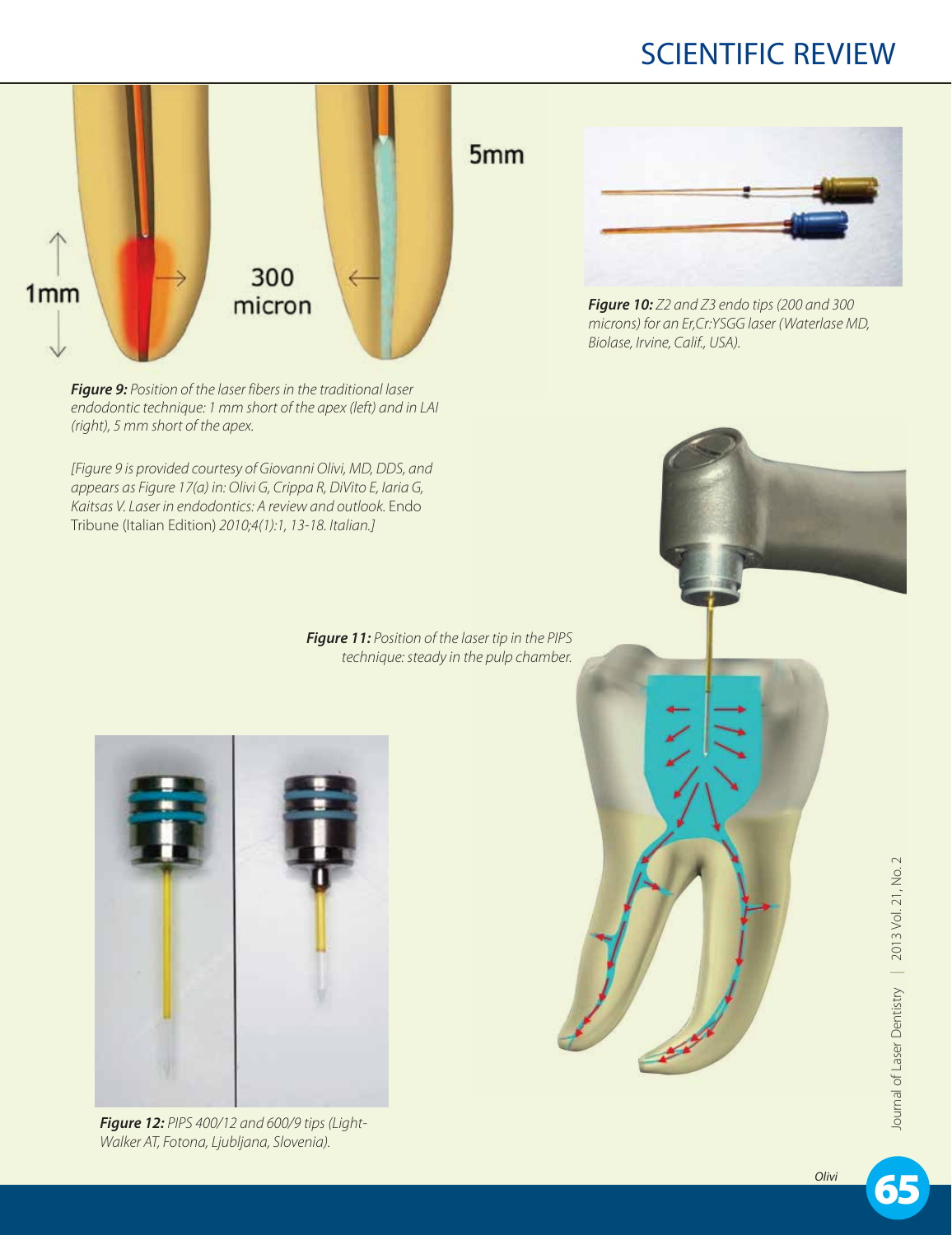***Figure 9:*** *Position of the laser fibers in the traditional laser endodontic technique: 1 mm short of the apex (left) and in LAI (right), 5 mm short of the apex.*

*[Figure 9 is provided courtesy of Giovanni Olivi, MD, DDS, and appears as Figure 17(a) in: Olivi G, Crippa R, DiVito E, Iaria G, Kaitsas V. Laser in endodontics: A review and outlook.* Endo Tribune (Italian Edition) *2010;4(1):1, 13-18. Italian.]*

***Figure 10:*** *Z2 and Z3 endo tips (200 and 300 microns) for an Er,Cr:YSGG laser (Waterlase MD, Biolase, Irvine, Calif., USA).*

***Figure 11:*** *Position of the laser tip in the PIPS technique: steady in the pulp chamber.*

***Figure 12:*** *PIPS 400/12 and 600/9 tips (LightWalker AT, Fotona, Ljubljana, Slovenia).*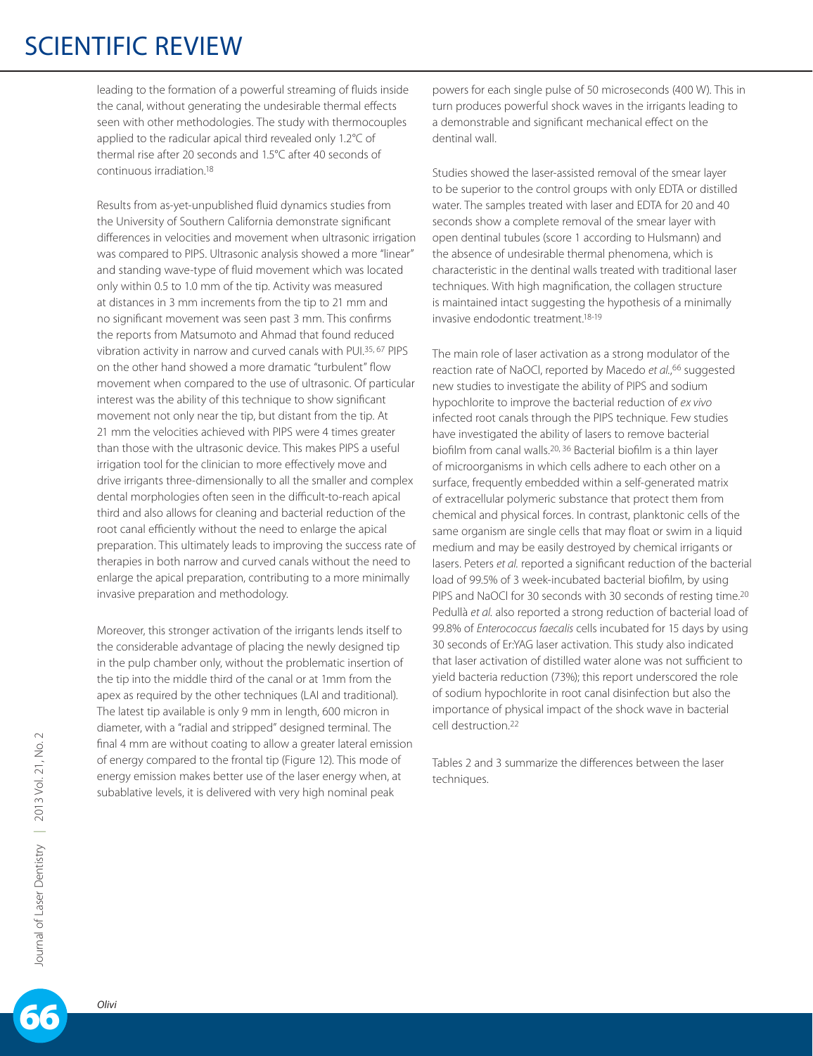leading to the formation of a powerful streaming of fluids inside the canal, without generating the undesirable thermal effects seen with other methodologies. The study with thermocouples applied to the radicular apical third revealed only 1.2°C of thermal rise after 20 seconds and 1.5°C after 40 seconds of continuous irradiation.[18]

Results from as-yet-unpublished fluid dynamics studies from the University of Southern California demonstrate significant differences in velocities and movement when ultrasonic irrigation was compared to PIPS. Ultrasonic analysis showed a more "linear" and standing wave-type of fluid movement which was located only within 0.5 to 1.0 mm of the tip. Activity was measured at distances in 3 mm increments from the tip to 21 mm and no significant movement was seen past 3 mm. This confirms the reports from Matsumoto and Ahmad that found reduced vibration activity in narrow and curved canals with PUI.[35, 67] PIPS on the other hand showed a more dramatic "turbulent" flow movement when compared to the use of ultrasonic. Of particular interest was the ability of this technique to show significant movement not only near the tip, but distant from the tip. At 21 mm the velocities achieved with PIPS were 4 times greater than those with the ultrasonic device. This makes PIPS a useful irrigation tool for the clinician to more effectively move and drive irrigants three-dimensionally to all the smaller and complex dental morphologies often seen in the difficult-to-reach apical third and also allows for cleaning and bacterial reduction of the root canal efficiently without the need to enlarge the apical preparation. This ultimately leads to improving the success rate of therapies in both narrow and curved canals without the need to enlarge the apical preparation, contributing to a more minimally invasive preparation and methodology.

Moreover, this stronger activation of the irrigants lends itself to the considerable advantage of placing the newly designed tip in the pulp chamber only, without the problematic insertion of the tip into the middle third of the canal or at 1mm from the apex as required by the other techniques (LAI and traditional). The latest tip available is only 9 mm in length, 600 micron in diameter, with a "radial and stripped" designed terminal. The final 4 mm are without coating to allow a greater lateral emission of energy compared to the frontal tip (Figure 12). This mode of energy emission makes better use of the laser energy when, at subablative levels, it is delivered with very high nominal peak powers for each single pulse of 50 microseconds (400 W). This in turn produces powerful shock waves in the irrigants leading to a demonstrable and significant mechanical effect on the dentinal wall.

Studies showed the laser-assisted removal of the smear layer to be superior to the control groups with only EDTA or distilled water. The samples treated with laser and EDTA for 20 and 40 seconds show a complete removal of the smear layer with open dentinal tubules (score 1 according to Hulsmann) and the absence of undesirable thermal phenomena, which is characteristic in the dentinal walls treated with traditional laser techniques. With high magnification, the collagen structure is maintained intact suggesting the hypothesis of a minimally invasive endodontic treatment.[18-19]

The main role of laser activation as a strong modulator of the reaction rate of NaOCl, reported by Macedo *et al.*,[66] suggested new studies to investigate the ability of PIPS and sodium hypochlorite to improve the bacterial reduction of *ex vivo* infected root canals through the PIPS technique. Few studies have investigated the ability of lasers to remove bacterial biofilm from canal walls.[20, 36] Bacterial biofilm is a thin layer of microorganisms in which cells adhere to each other on a surface, frequently embedded within a self-generated matrix of extracellular polymeric substance that protect them from chemical and physical forces. In contrast, planktonic cells of the same organism are single cells that may float or swim in a liquid medium and may be easily destroyed by chemical irrigants or lasers. Peters *et al.* reported a significant reduction of the bacterial load of 99.5% of 3 week-incubated bacterial biofilm, by using PIPS and NaOCl for 30 seconds with 30 seconds of resting time.[20] Pedullà *et al.* also reported a strong reduction of bacterial load of 99.8% of *Enterococcus faecalis* cells incubated for 15 days by using 30 seconds of Er:YAG laser activation. This study also indicated that laser activation of distilled water alone was not sufficient to yield bacteria reduction (73%); this report underscored the role of sodium hypochlorite in root canal disinfection but also the importance of physical impact of the shock wave in bacterial cell destruction.[22]

Tables 2 and 3 summarize the differences between the laser techniques.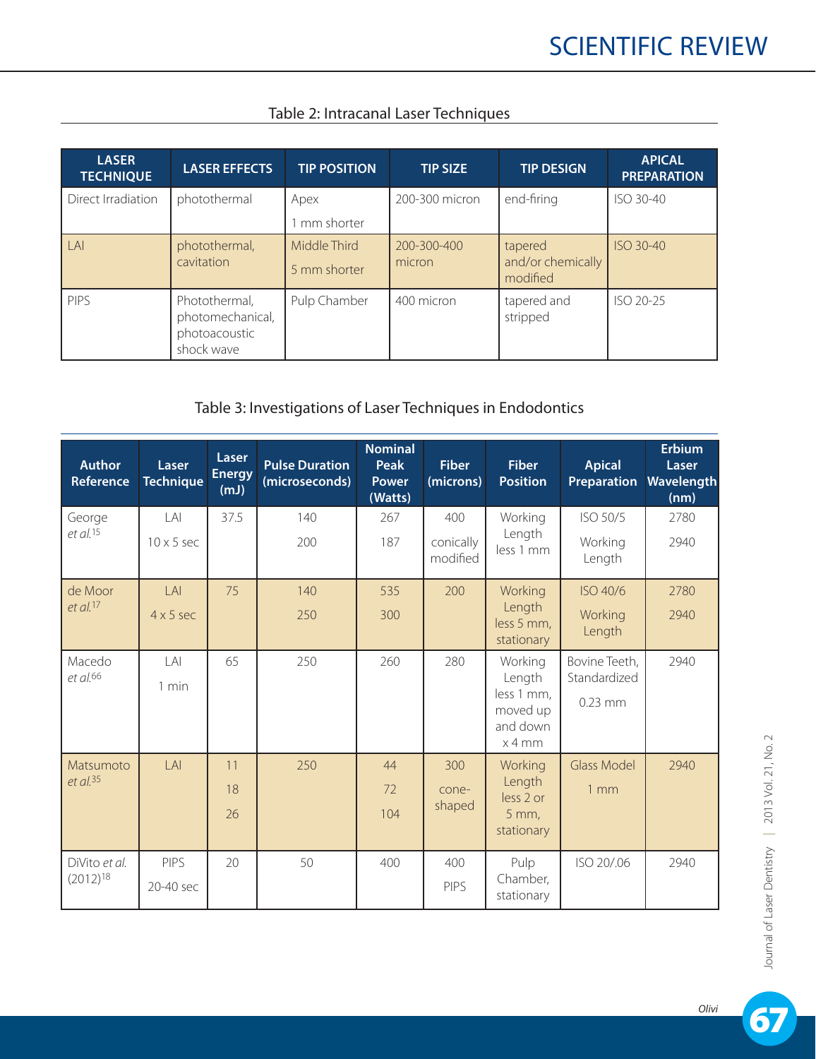Table 2: Intracanal Laser Techniques

| LASER TECHNIQUE | LASER EFFECTS | TIP POSITION | TIP SIZE | TIP DESIGN | APICAL PREPARATION |
|---|---|---|---|---|---|
| Direct Irradiation | photothermal | Apex<br>1 mm shorter | 200-300 micron | end-firing | ISO 30-40 |
| LAI | photothermal, cavitation | Middle Third<br>5 mm shorter | 200-300-400 micron | tapered and/or chemically modified | ISO 30-40 |
| PIPS | Photothermal, photomechanical, photoacoustic shock wave | Pulp Chamber | 400 micron | tapered and stripped | ISO 20-25 |

Table 3: Investigations of Laser Techniques in Endodontics

| Author Reference | Laser Technique | Laser Energy (mJ) | Pulse Duration (microseconds) | Nominal Peak Power (Watts) | Fiber (microns) | Fiber Position | Apical Preparation | Erbium Laser Wavelength (nm) |
|---|---|---|---|---|---|---|---|---|
| George *et al.*[15] | LAI<br>10 x 5 sec | 37.5 | 140<br>200 | 267<br>187 | 400<br>conically modified | Working Length less 1 mm | ISO 50/5<br>Working Length | 2780<br>2940 |
| de Moor *et al.*[17] | LAI<br>4 x 5 sec | 75 | 140<br>250 | 535<br>300 | 200 | Working Length less 5 mm, stationary | ISO 40/6<br>Working Length | 2780<br>2940 |
| Macedo *et al.*[66] | LAI<br>1 min | 65 | 250 | 260 | 280 | Working Length less 1 mm, moved up and down x 4 mm | Bovine Teeth, Standardized<br>0.23 mm | 2940 |
| Matsumoto *et al.*[35] | LAI | 11<br>18<br>26 | 250 | 44<br>72<br>104 | 300<br>cone-shaped | Working Length less 2 or 5 mm, stationary | Glass Model<br>1 mm | 2940 |
| DiVito *et al.* (2012)[18] | PIPS<br>20-40 sec | 20 | 50 | 400 | 400<br>PIPS | Pulp Chamber, stationary | ISO 20/.06 | 2940 |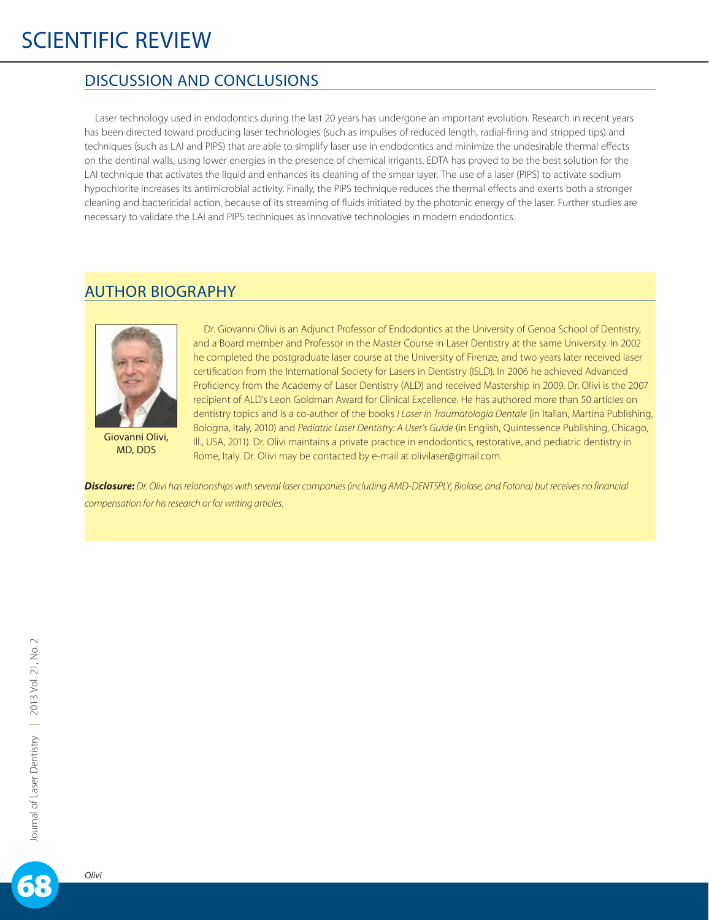## DISCUSSION AND CONCLUSIONS

Laser technology used in endodontics during the last 20 years has undergone an important evolution. Research in recent years has been directed toward producing laser technologies (such as impulses of reduced length, radial-firing and stripped tips) and techniques (such as LAI and PIPS) that are able to simplify laser use in endodontics and minimize the undesirable thermal effects on the dentinal walls, using lower energies in the presence of chemical irrigants. EDTA has proved to be the best solution for the LAI technique that activates the liquid and enhances its cleaning of the smear layer. The use of a laser (PIPS) to activate sodium hypochlorite increases its antimicrobial activity. Finally, the PIPS technique reduces the thermal effects and exerts both a stronger cleaning and bactericidal action, because of its streaming of fluids initiated by the photonic energy of the laser. Further studies are necessary to validate the LAI and PIPS techniques as innovative technologies in modern endodontics.

## AUTHOR BIOGRAPHY

Giovanni Olivi, MD, DDS

Dr. Giovanni Olivi is an Adjunct Professor of Endodontics at the University of Genoa School of Dentistry, and a Board member and Professor in the Master Course in Laser Dentistry at the same University. In 2002 he completed the postgraduate laser course at the University of Firenze, and two years later received laser certification from the International Society for Lasers in Dentistry (ISLD). In 2006 he achieved Advanced Proficiency from the Academy of Laser Dentistry (ALD) and received Mastership in 2009. Dr. Olivi is the 2007 recipient of ALD's Leon Goldman Award for Clinical Excellence. He has authored more than 50 articles on dentistry topics and is a co-author of the books *I Laser in Traumatologia Dentale* (in Italian, Martina Publishing, Bologna, Italy, 2010) and *Pediatric Laser Dentistry: A User's Guide* (in English, Quintessence Publishing, Chicago, Ill., USA, 2011). Dr. Olivi maintains a private practice in endodontics, restorative, and pediatric dentistry in Rome, Italy. Dr. Olivi may be contacted by e-mail at olivilaser@gmail.com.

***Disclosure:*** *Dr. Olivi has relationships with several laser companies (including AMD-DENTSPLY, Biolase, and Fotona) but receives no financial compensation for his research or for writing articles.*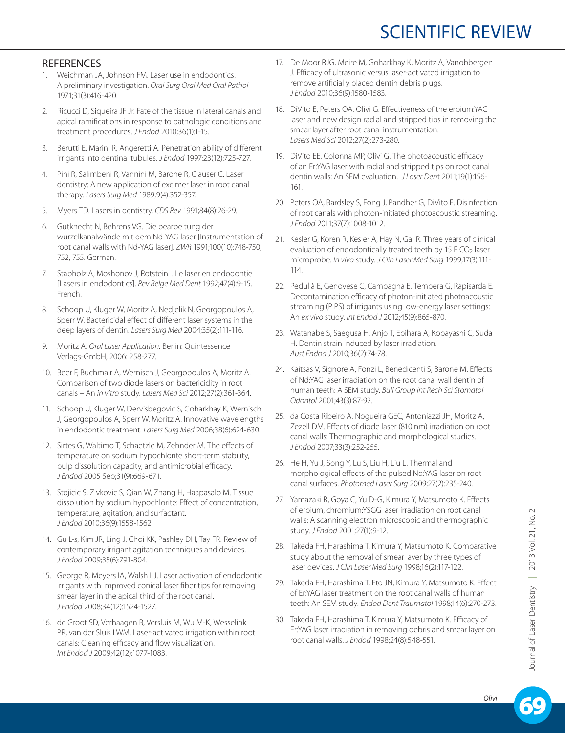## REFERENCES

1. Weichman JA, Johnson FM. Laser use in endodontics. A preliminary investigation. *Oral Surg Oral Med Oral Pathol* 1971;31(3):416-420.
2. Ricucci D, Siqueira JF Jr. Fate of the tissue in lateral canals and apical ramifications in response to pathologic conditions and treatment procedures. *J Endod* 2010;36(1):1-15.
3. Berutti E, Marini R, Angeretti A. Penetration ability of different irrigants into dentinal tubules. *J Endod* 1997;23(12):725-727.
4. Pini R, Salimbeni R, Vannini M, Barone R, Clauser C. Laser dentistry: A new application of excimer laser in root canal therapy. *Lasers Surg Med* 1989;9(4):352-357.
5. Myers TD. Lasers in dentistry. *CDS Rev* 1991;84(8):26-29.
6. Gutknecht N, Behrens VG. Die bearbeitung der wurzelkanalwände mit dem Nd-YAG laser [Instrumentation of root canal walls with Nd-YAG laser]. *ZWR* 1991;100(10):748-750, 752, 755. German.
7. Stabholz A, Moshonov J, Rotstein I. Le laser en endodontie [Lasers in endodontics]. *Rev Belge Med Dent* 1992;47(4):9-15. French.
8. Schoop U, Kluger W, Moritz A, Nedjelik N, Georgopoulos A, Sperr W. Bactericidal effect of different laser systems in the deep layers of dentin. *Lasers Surg Med* 2004;35(2):111-116.
9. Moritz A. *Oral Laser Application.* Berlin: Quintessence Verlags-GmbH, 2006: 258-277.
10. Beer F, Buchmair A, Wernisch J, Georgopoulos A, Moritz A. Comparison of two diode lasers on bactericidity in root canals – An *in vitro* study. *Lasers Med Sci* 2012;27(2):361-364.
11. Schoop U, Kluger W, Dervisbegovic S, Goharkhay K, Wernisch J, Georgopoulos A, Sperr W, Moritz A. Innovative wavelengths in endodontic treatment. *Lasers Surg Med* 2006;38(6):624-630.
12. Sirtes G, Waltimo T, Schaetzle M, Zehnder M. The effects of temperature on sodium hypochlorite short-term stability, pulp dissolution capacity, and antimicrobial efficacy. *J Endod* 2005 Sep;31(9):669-671.
13. Stojicic S, Zivkovic S, Qian W, Zhang H, Haapasalo M. Tissue dissolution by sodium hypochlorite: Effect of concentration, temperature, agitation, and surfactant. *J Endod* 2010;36(9):1558-1562.
14. Gu L-s, Kim JR, Ling J, Choi KK, Pashley DH, Tay FR. Review of contemporary irrigant agitation techniques and devices. *J Endod* 2009;35(6):791-804.
15. George R, Meyers IA, Walsh LJ. Laser activation of endodontic irrigants with improved conical laser fiber tips for removing smear layer in the apical third of the root canal. *J Endod* 2008;34(12):1524-1527.
16. de Groot SD, Verhaagen B, Versluis M, Wu M-K, Wesselink PR, van der Sluis LWM. Laser-activated irrigation within root canals: Cleaning efficacy and flow visualization. *Int Endod J* 2009;42(12):1077-1083.
17. De Moor RJG, Meire M, Goharkhay K, Moritz A, Vanobbergen J. Efficacy of ultrasonic versus laser-activated irrigation to remove artificially placed dentin debris plugs. *J Endod* 2010;36(9):1580-1583.
18. DiVito E, Peters OA, Olivi G. Effectiveness of the erbium:YAG laser and new design radial and stripped tips in removing the smear layer after root canal instrumentation. *Lasers Med Sci* 2012;27(2):273-280.
19. DiVito EE, Colonna MP, Olivi G. The photoacoustic efficacy of an Er:YAG laser with radial and stripped tips on root canal dentin walls: An SEM evaluation. *J Laser Dent* 2011;19(1):156-161.
20. Peters OA, Bardsley S, Fong J, Pandher G, DiVito E. Disinfection of root canals with photon-initiated photoacoustic streaming. *J Endod* 2011;37(7):1008-1012.
21. Kesler G, Koren R, Kesler A, Hay N, Gal R. Three years of clinical evaluation of endodontically treated teeth by 15 F $CO_2$ laser microprobe: *In vivo* study. *J Clin Laser Med Surg* 1999;17(3):111-114.
22. Pedullà E, Genovese C, Campagna E, Tempera G, Rapisarda E. Decontamination efficacy of photon-initiated photoacoustic streaming (PIPS) of irrigants using low-energy laser settings: An *ex vivo* study. *Int Endod J* 2012;45(9):865-870.
23. Watanabe S, Saegusa H, Anjo T, Ebihara A, Kobayashi C, Suda H. Dentin strain induced by laser irradiation. *Aust Endod J* 2010;36(2):74-78.
24. Kaitsas V, Signore A, Fonzi L, Benedicenti S, Barone M. Effects of Nd:YAG laser irradiation on the root canal wall dentin of human teeth: A SEM study. *Bull Group Int Rech Sci Stomatol Odontol* 2001;43(3):87-92.
25. da Costa Ribeiro A, Nogueira GEC, Antoniazzi JH, Moritz A, Zezell DM. Effects of diode laser (810 nm) irradiation on root canal walls: Thermographic and morphological studies. *J Endod* 2007;33(3):252-255.
26. He H, Yu J, Song Y, Lu S, Liu H, Liu L. Thermal and morphological effects of the pulsed Nd:YAG laser on root canal surfaces. *Photomed Laser Surg* 2009;27(2):235-240.
27. Yamazaki R, Goya C, Yu D-G, Kimura Y, Matsumoto K. Effects of erbium, chromium:YSGG laser irradiation on root canal walls: A scanning electron microscopic and thermographic study. *J Endod* 2001;27(1):9-12.
28. Takeda FH, Harashima T, Kimura Y, Matsumoto K. Comparative study about the removal of smear layer by three types of laser devices. *J Clin Laser Med Surg* 1998;16(2):117-122.
29. Takeda FH, Harashima T, Eto JN, Kimura Y, Matsumoto K. Effect of Er:YAG laser treatment on the root canal walls of human teeth: An SEM study. *Endod Dent Traumatol* 1998;14(6):270-273.
30. Takeda FH, Harashima T, Kimura Y, Matsumoto K. Efficacy of Er:YAG laser irradiation in removing debris and smear layer on root canal walls. *J Endod* 1998;24(8):548-551.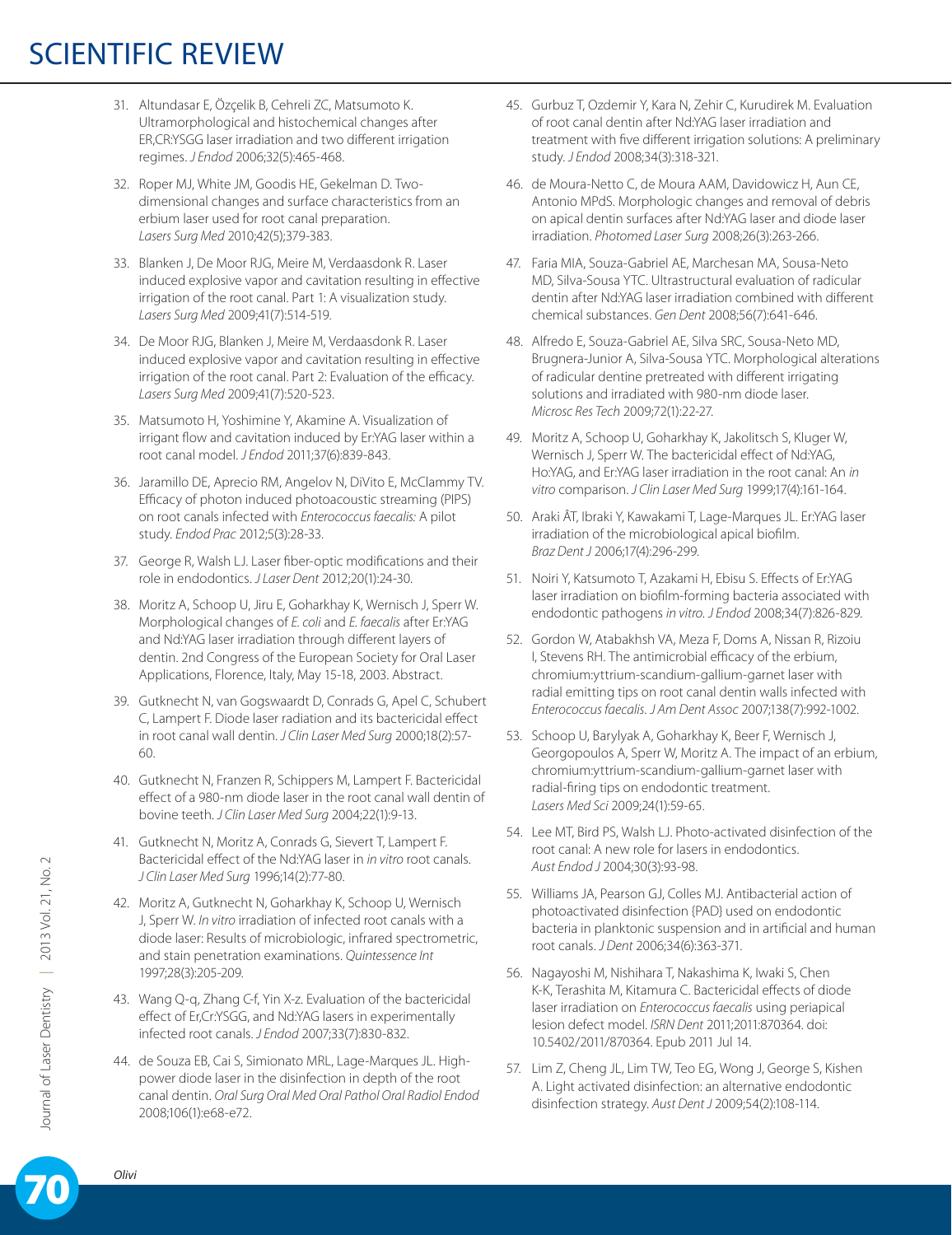31. Altundasar E, Özçelik B, Cehreli ZC, Matsumoto K. Ultramorphological and histochemical changes after ER,CR:YSGG laser irradiation and two different irrigation regimes. *J Endod* 2006;32(5):465-468.

32. Roper MJ, White JM, Goodis HE, Gekelman D. Two-dimensional changes and surface characteristics from an erbium laser used for root canal preparation. *Lasers Surg Med* 2010;42(5);379-383.

33. Blanken J, De Moor RJG, Meire M, Verdaasdonk R. Laser induced explosive vapor and cavitation resulting in effective irrigation of the root canal. Part 1: A visualization study. *Lasers Surg Med* 2009;41(7):514-519.

34. De Moor RJG, Blanken J, Meire M, Verdaasdonk R. Laser induced explosive vapor and cavitation resulting in effective irrigation of the root canal. Part 2: Evaluation of the efficacy. *Lasers Surg Med* 2009;41(7):520-523.

35. Matsumoto H, Yoshimine Y, Akamine A. Visualization of irrigant flow and cavitation induced by Er:YAG laser within a root canal model. *J Endod* 2011;37(6):839-843.

36. Jaramillo DE, Aprecio RM, Angelov N, DiVito E, McClammy TV. Efficacy of photon induced photoacoustic streaming (PIPS) on root canals infected with *Enterococcus faecalis:* A pilot study. *Endod Prac* 2012;5(3):28-33.

37. George R, Walsh LJ. Laser fiber-optic modifications and their role in endodontics. *J Laser Dent* 2012;20(1):24-30.

38. Moritz A, Schoop U, Jiru E, Goharkhay K, Wernisch J, Sperr W. Morphological changes of *E. coli* and *E. faecalis* after Er:YAG and Nd:YAG laser irradiation through different layers of dentin. 2nd Congress of the European Society for Oral Laser Applications, Florence, Italy, May 15-18, 2003. Abstract.

39. Gutknecht N, van Gogswaardt D, Conrads G, Apel C, Schubert C, Lampert F. Diode laser radiation and its bactericidal effect in root canal wall dentin. *J Clin Laser Med Surg* 2000;18(2):57-60.

40. Gutknecht N, Franzen R, Schippers M, Lampert F. Bactericidal effect of a 980-nm diode laser in the root canal wall dentin of bovine teeth. *J Clin Laser Med Surg* 2004;22(1):9-13.

41. Gutknecht N, Moritz A, Conrads G, Sievert T, Lampert F. Bactericidal effect of the Nd:YAG laser in *in vitro* root canals. *J Clin Laser Med Surg* 1996;14(2):77-80.

42. Moritz A, Gutknecht N, Goharkhay K, Schoop U, Wernisch J, Sperr W. *In vitro* irradiation of infected root canals with a diode laser: Results of microbiologic, infrared spectrometric, and stain penetration examinations. *Quintessence Int* 1997;28(3):205-209.

43. Wang Q-q, Zhang C-f, Yin X-z. Evaluation of the bactericidal effect of Er,Cr:YSGG, and Nd:YAG lasers in experimentally infected root canals. *J Endod* 2007;33(7):830-832.

44. de Souza EB, Cai S, Simionato MRL, Lage-Marques JL. High-power diode laser in the disinfection in depth of the root canal dentin. *Oral Surg Oral Med Oral Pathol Oral Radiol Endod* 2008;106(1):e68-e72.

45. Gurbuz T, Ozdemir Y, Kara N, Zehir C, Kurudirek M. Evaluation of root canal dentin after Nd:YAG laser irradiation and treatment with five different irrigation solutions: A preliminary study. *J Endod* 2008;34(3):318-321.

46. de Moura-Netto C, de Moura AAM, Davidowicz H, Aun CE, Antonio MPdS. Morphologic changes and removal of debris on apical dentin surfaces after Nd:YAG laser and diode laser irradiation. *Photomed Laser Surg* 2008;26(3):263-266.

47. Faria MIA, Souza-Gabriel AE, Marchesan MA, Sousa-Neto MD, Silva-Sousa YTC. Ultrastructural evaluation of radicular dentin after Nd:YAG laser irradiation combined with different chemical substances. *Gen Dent* 2008;56(7):641-646.

48. Alfredo E, Souza-Gabriel AE, Silva SRC, Sousa-Neto MD, Brugnera-Junior A, Silva-Sousa YTC. Morphological alterations of radicular dentine pretreated with different irrigating solutions and irradiated with 980-nm diode laser. *Microsc Res Tech* 2009;72(1):22-27.

49. Moritz A, Schoop U, Goharkhay K, Jakolitsch S, Kluger W, Wernisch J, Sperr W. The bactericidal effect of Nd:YAG, Ho:YAG, and Er:YAG laser irradiation in the root canal: An *in vitro* comparison. *J Clin Laser Med Surg* 1999;17(4):161-164.

50. Araki ÂT, Ibraki Y, Kawakami T, Lage-Marques JL. Er:YAG laser irradiation of the microbiological apical biofilm. *Braz Dent J* 2006;17(4):296-299.

51. Noiri Y, Katsumoto T, Azakami H, Ebisu S. Effects of Er:YAG laser irradiation on biofilm-forming bacteria associated with endodontic pathogens *in vitro*. *J Endod* 2008;34(7):826-829.

52. Gordon W, Atabakhsh VA, Meza F, Doms A, Nissan R, Rizoiu I, Stevens RH. The antimicrobial efficacy of the erbium, chromium:yttrium-scandium-gallium-garnet laser with radial emitting tips on root canal dentin walls infected with *Enterococcus faecalis*. *J Am Dent Assoc* 2007;138(7):992-1002.

53. Schoop U, Barylyak A, Goharkhay K, Beer F, Wernisch J, Georgopoulos A, Sperr W, Moritz A. The impact of an erbium, chromium:yttrium-scandium-gallium-garnet laser with radial-firing tips on endodontic treatment. *Lasers Med Sci* 2009;24(1):59-65.

54. Lee MT, Bird PS, Walsh LJ. Photo-activated disinfection of the root canal: A new role for lasers in endodontics. *Aust Endod J* 2004;30(3):93-98.

55. Williams JA, Pearson GJ, Colles MJ. Antibacterial action of photoactivated disinfection {PAD} used on endodontic bacteria in planktonic suspension and in artificial and human root canals. *J Dent* 2006;34(6):363-371.

56. Nagayoshi M, Nishihara T, Nakashima K, Iwaki S, Chen K-K, Terashita M, Kitamura C. Bactericidal effects of diode laser irradiation on *Enterococcus faecalis* using periapical lesion defect model. *ISRN Dent* 2011;2011:870364. doi: 10.5402/2011/870364. Epub 2011 Jul 14.

57. Lim Z, Cheng JL, Lim TW, Teo EG, Wong J, George S, Kishen A. Light activated disinfection: an alternative endodontic disinfection strategy. *Aust Dent J* 2009;54(2):108-114.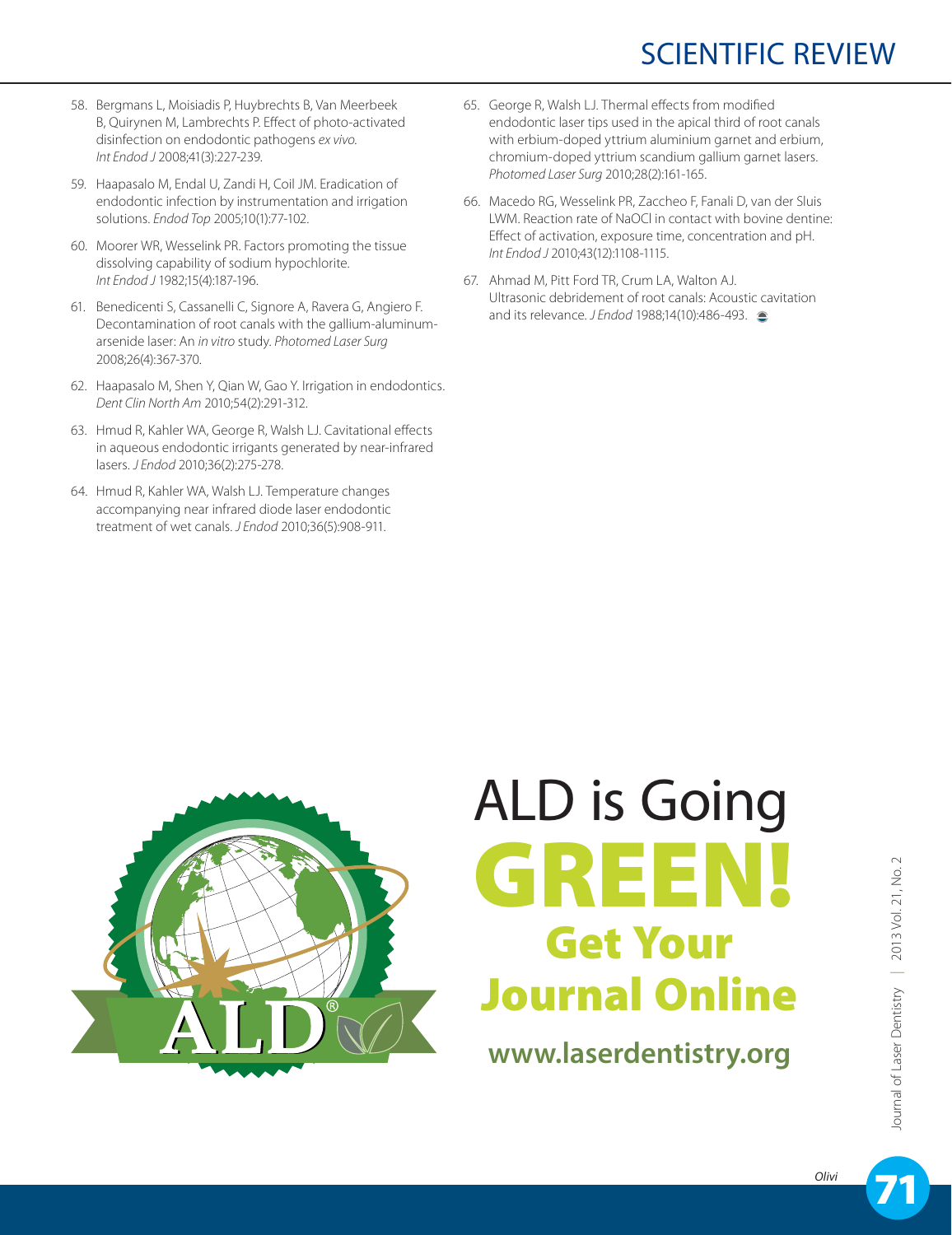58. Bergmans L, Moisiadis P, Huybrechts B, Van Meerbeek B, Quirynen M, Lambrechts P. Effect of photo-activated disinfection on endodontic pathogens *ex vivo*. *Int Endod J* 2008;41(3):227-239.

59. Haapasalo M, Endal U, Zandi H, Coil JM. Eradication of endodontic infection by instrumentation and irrigation solutions. *Endod Top* 2005;10(1):77-102.

60. Moorer WR, Wesselink PR. Factors promoting the tissue dissolving capability of sodium hypochlorite. *Int Endod J* 1982;15(4):187-196.

61. Benedicenti S, Cassanelli C, Signore A, Ravera G, Angiero F. Decontamination of root canals with the gallium-aluminum-arsenide laser: An *in vitro* study. *Photomed Laser Surg* 2008;26(4):367-370.

62. Haapasalo M, Shen Y, Qian W, Gao Y. Irrigation in endodontics. *Dent Clin North Am* 2010;54(2):291-312.

63. Hmud R, Kahler WA, George R, Walsh LJ. Cavitational effects in aqueous endodontic irrigants generated by near-infrared lasers. *J Endod* 2010;36(2):275-278.

64. Hmud R, Kahler WA, Walsh LJ. Temperature changes accompanying near infrared diode laser endodontic treatment of wet canals. *J Endod* 2010;36(5):908-911.

65. George R, Walsh LJ. Thermal effects from modified endodontic laser tips used in the apical third of root canals with erbium-doped yttrium aluminium garnet and erbium, chromium-doped yttrium scandium gallium garnet lasers. *Photomed Laser Surg* 2010;28(2):161-165.

66. Macedo RG, Wesselink PR, Zaccheo F, Fanali D, van der Sluis LWM. Reaction rate of NaOCl in contact with bovine dentine: Effect of activation, exposure time, concentration and pH. *Int Endod J* 2010;43(12):1108-1115.

67. Ahmad M, Pitt Ford TR, Crum LA, Walton AJ. Ultrasonic debridement of root canals: Acoustic cavitation and its relevance. *J Endod* 1988;14(10):486-493.

ALD is Going

**GREEN!**

**Get Your Journal Online**

**www.laserdentistry.org**